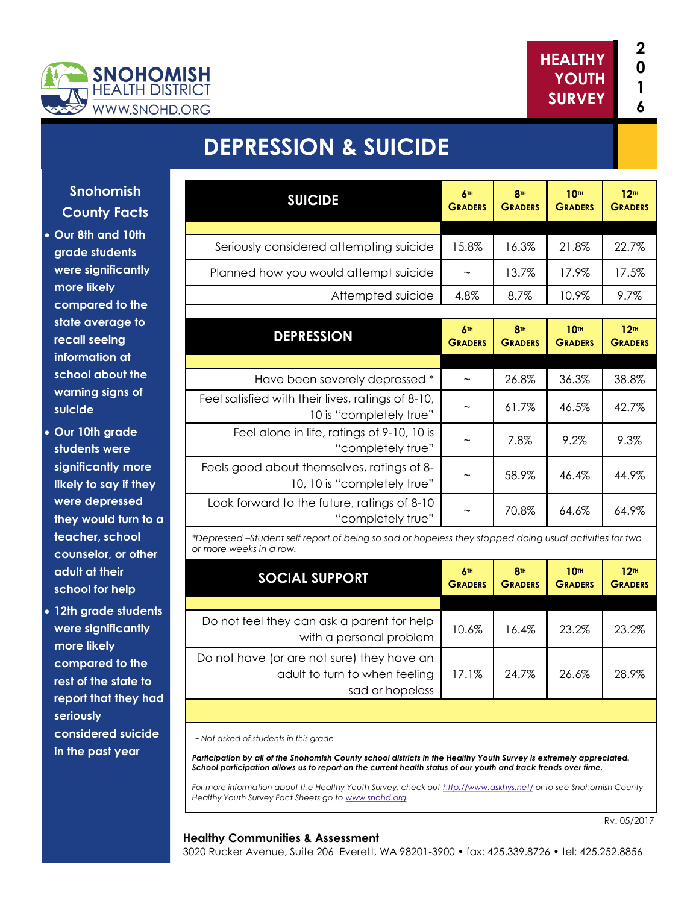SNOHOMISH HEALTH DISTRICT
WWW.SNOHD.ORG

HEALTHY YOUTH SURVEY 2016

# DEPRESSION & SUICIDE

## Snohomish County Facts

- Our 8th and 10th grade students were significantly more likely compared to the state average to recall seeing information at school about the warning signs of suicide
- Our 10th grade students were significantly more likely to say if they were depressed they would turn to a teacher, school counselor, or other adult at their school for help
- 12th grade students were significantly more likely compared to the rest of the state to report that they had seriously considered suicide in the past year

| SUICIDE | 6th Graders | 8th Graders | 10th Graders | 12th Graders |
|---|---|---|---|---|
| Seriously considered attempting suicide | 15.8% | 16.3% | 21.8% | 22.7% |
| Planned how you would attempt suicide | ~ | 13.7% | 17.9% | 17.5% |
| Attempted suicide | 4.8% | 8.7% | 10.9% | 9.7% |

| DEPRESSION | 6th Graders | 8th Graders | 10th Graders | 12th Graders |
|---|---|---|---|---|
| Have been severely depressed * | ~ | 26.8% | 36.3% | 38.8% |
| Feel satisfied with their lives, ratings of 8-10, 10 is "completely true" | ~ | 61.7% | 46.5% | 42.7% |
| Feel alone in life, ratings of 9-10, 10 is "completely true" | ~ | 7.8% | 9.2% | 9.3% |
| Feels good about themselves, ratings of 8-10, 10 is "completely true" | ~ | 58.9% | 46.4% | 44.9% |
| Look forward to the future, ratings of 8-10 "completely true" | ~ | 70.8% | 64.6% | 64.9% |

*\*Depressed –Student self report of being so sad or hopeless they stopped doing usual activities for two or more weeks in a row.*

| SOCIAL SUPPORT | 6th Graders | 8th Graders | 10th Graders | 12th Graders |
|---|---|---|---|---|
| Do not feel they can ask a parent for help with a personal problem | 10.6% | 16.4% | 23.2% | 23.2% |
| Do not have (or are not sure) they have an adult to turn to when feeling sad or hopeless | 17.1% | 24.7% | 26.6% | 28.9% |

*~ Not asked of students in this grade*

***Participation by all of the Snohomish County school districts in the Healthy Youth Survey is extremely appreciated. School participation allows us to report on the current health status of our youth and track trends over time.***

*For more information about the Healthy Youth Survey, check out http://www.askhys.net/ or to see Snohomish County Healthy Youth Survey Fact Sheets go to www.snohd.org.*

Rv. 05/2017

**Healthy Communities & Assessment**
3020 Rucker Avenue, Suite 206 Everett, WA 98201-3900 • fax: 425.339.8726 • tel: 425.252.8856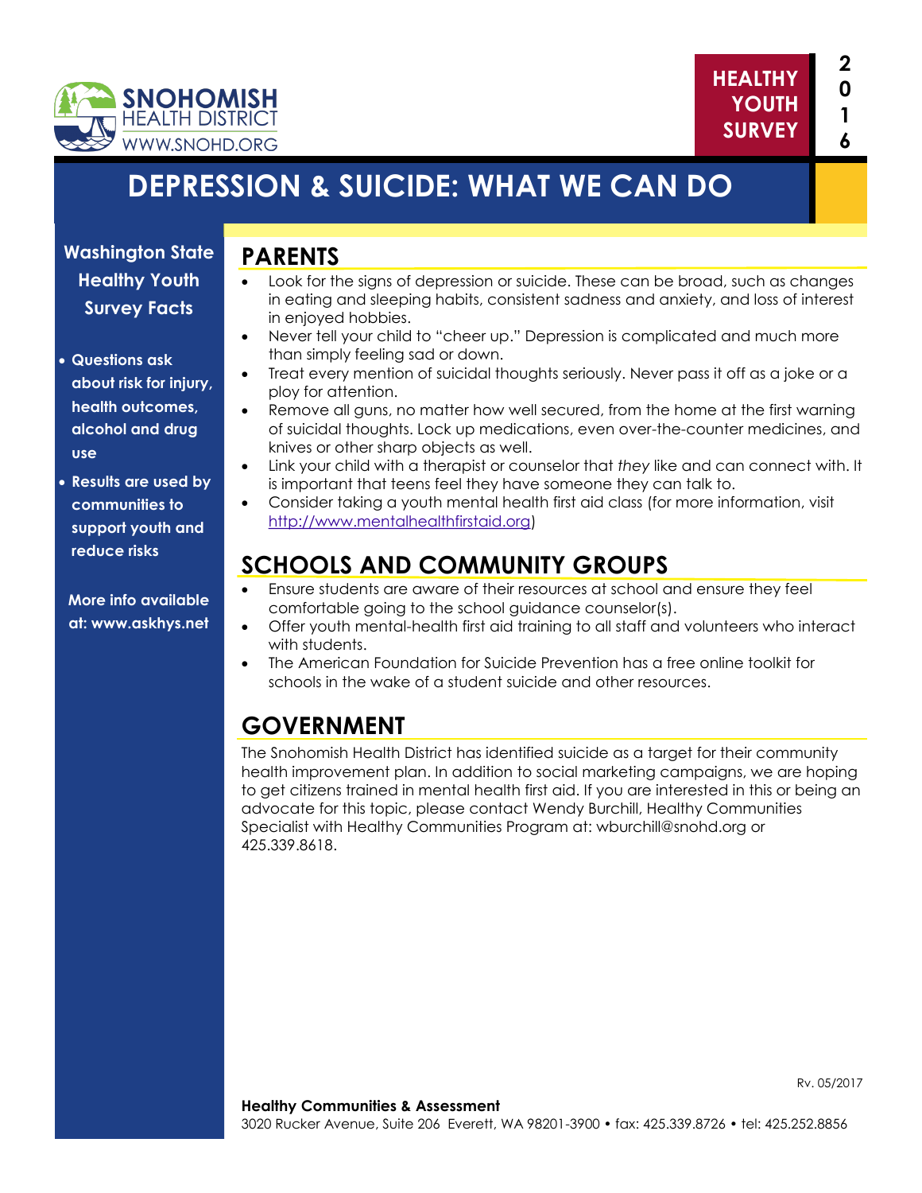SNOHOMISH HEALTH DISTRICT
WWW.SNOHD.ORG

HEALTHY YOUTH SURVEY 2016

# DEPRESSION & SUICIDE: WHAT WE CAN DO

**Washington State Healthy Youth Survey Facts**

- **Questions ask about risk for injury, health outcomes, alcohol and drug use**
- **Results are used by communities to support youth and reduce risks**

**More info available at: www.askhys.net**

## PARENTS

- Look for the signs of depression or suicide. These can be broad, such as changes in eating and sleeping habits, consistent sadness and anxiety, and loss of interest in enjoyed hobbies.
- Never tell your child to "cheer up." Depression is complicated and much more than simply feeling sad or down.
- Treat every mention of suicidal thoughts seriously. Never pass it off as a joke or a ploy for attention.
- Remove all guns, no matter how well secured, from the home at the first warning of suicidal thoughts. Lock up medications, even over-the-counter medicines, and knives or other sharp objects as well.
- Link your child with a therapist or counselor that *they* like and can connect with. It is important that teens feel they have someone they can talk to.
- Consider taking a youth mental health first aid class (for more information, visit http://www.mentalhealthfirstaid.org)

## SCHOOLS AND COMMUNITY GROUPS

- Ensure students are aware of their resources at school and ensure they feel comfortable going to the school guidance counselor(s).
- Offer youth mental-health first aid training to all staff and volunteers who interact with students.
- The American Foundation for Suicide Prevention has a free online toolkit for schools in the wake of a student suicide and other resources.

## GOVERNMENT

The Snohomish Health District has identified suicide as a target for their community health improvement plan. In addition to social marketing campaigns, we are hoping to get citizens trained in mental health first aid. If you are interested in this or being an advocate for this topic, please contact Wendy Burchill, Healthy Communities Specialist with Healthy Communities Program at: wburchill@snohd.org or 425.339.8618.

Rv. 05/2017

**Healthy Communities & Assessment**
3020 Rucker Avenue, Suite 206 Everett, WA 98201-3900 • fax: 425.339.8726 • tel: 425.252.8856